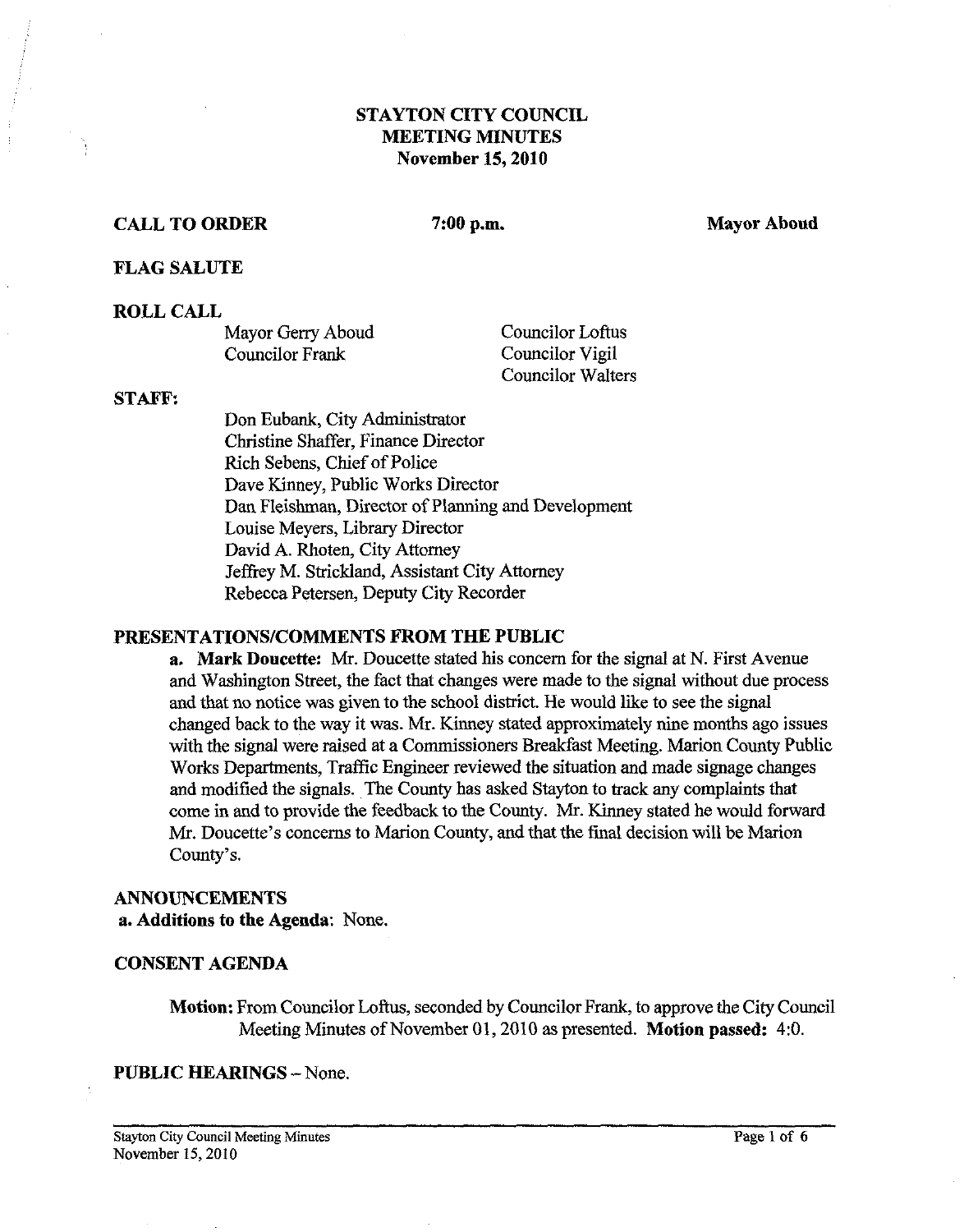# STAYTON CITY COUNCIL
# MEETING MINUTES
# November 15, 2010

**CALL TO ORDER** **7:00 p.m.** **Mayor Aboud**

**FLAG SALUTE**

**ROLL CALL**

Mayor Gerry Aboud
Councilor Frank
Councilor Loftus
Councilor Vigil
Councilor Walters

**STAFF:**

Don Eubank, City Administrator
Christine Shaffer, Finance Director
Rich Sebens, Chief of Police
Dave Kinney, Public Works Director
Dan Fleishman, Director of Planning and Development
Louise Meyers, Library Director
David A. Rhoten, City Attorney
Jeffrey M. Strickland, Assistant City Attorney
Rebecca Petersen, Deputy City Recorder

**PRESENTATIONS/COMMENTS FROM THE PUBLIC**

**a. Mark Doucette:** Mr. Doucette stated his concern for the signal at N. First Avenue and Washington Street, the fact that changes were made to the signal without due process and that no notice was given to the school district. He would like to see the signal changed back to the way it was. Mr. Kinney stated approximately nine months ago issues with the signal were raised at a Commissioners Breakfast Meeting. Marion County Public Works Departments, Traffic Engineer reviewed the situation and made signage changes and modified the signals. The County has asked Stayton to track any complaints that come in and to provide the feedback to the County. Mr. Kinney stated he would forward Mr. Doucette's concerns to Marion County, and that the final decision will be Marion County's.

**ANNOUNCEMENTS**

**a. Additions to the Agenda**: None.

**CONSENT AGENDA**

**Motion:** From Councilor Loftus, seconded by Councilor Frank, to approve the City Council Meeting Minutes of November 01, 2010 as presented. **Motion passed:** 4:0.

**PUBLIC HEARINGS** – None.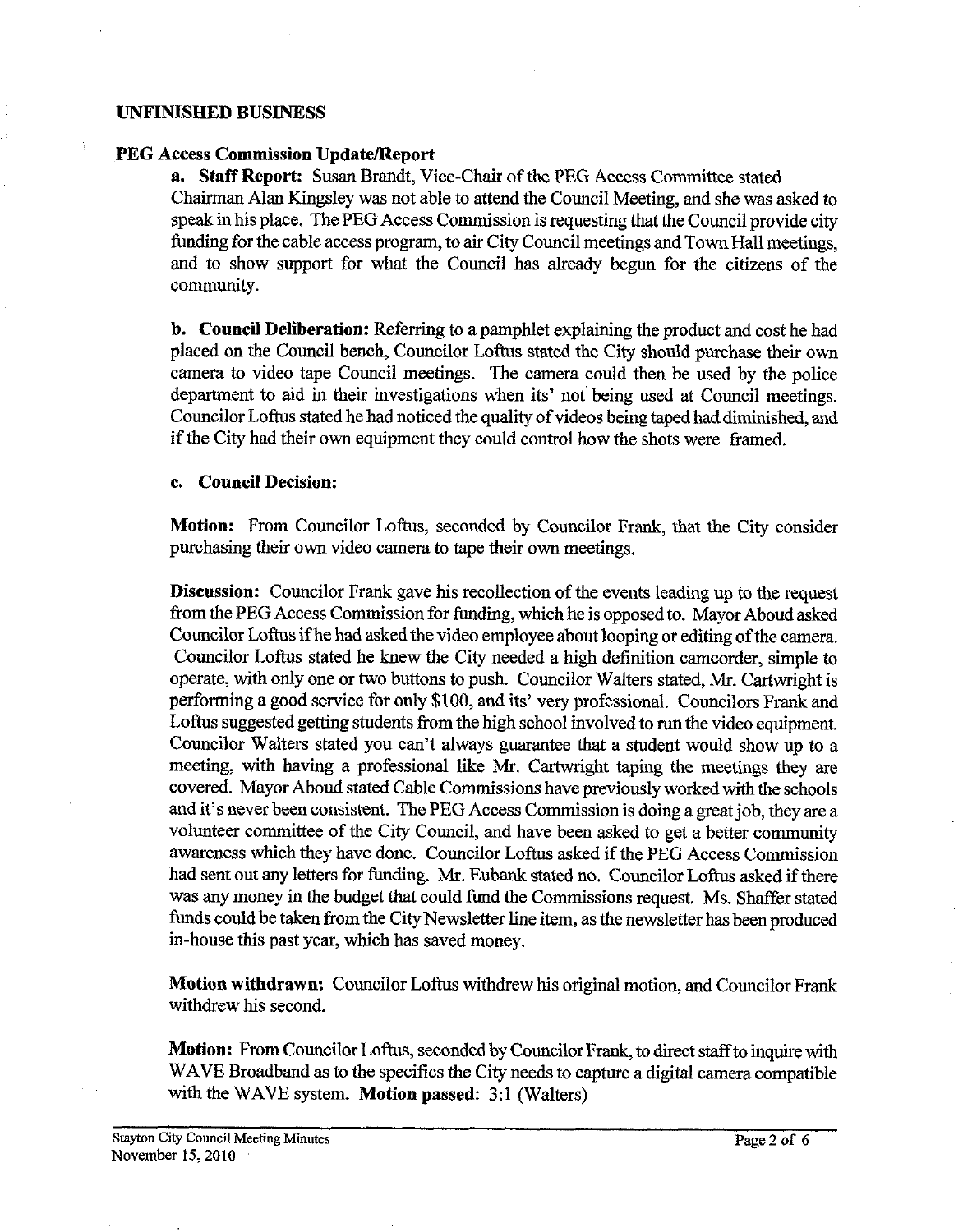## UNFINISHED BUSINESS

### PEG Access Commission Update/Report

**a. Staff Report:** Susan Brandt, Vice-Chair of the PEG Access Committee stated Chairman Alan Kingsley was not able to attend the Council Meeting, and she was asked to speak in his place. The PEG Access Commission is requesting that the Council provide city funding for the cable access program, to air City Council meetings and Town Hall meetings, and to show support for what the Council has already begun for the citizens of the community.

**b. Council Deliberation:** Referring to a pamphlet explaining the product and cost he had placed on the Council bench, Councilor Loftus stated the City should purchase their own camera to video tape Council meetings. The camera could then be used by the police department to aid in their investigations when its' not being used at Council meetings. Councilor Loftus stated he had noticed the quality of videos being taped had diminished, and if the City had their own equipment they could control how the shots were framed.

**c. Council Decision:**

**Motion:** From Councilor Loftus, seconded by Councilor Frank, that the City consider purchasing their own video camera to tape their own meetings.

**Discussion:** Councilor Frank gave his recollection of the events leading up to the request from the PEG Access Commission for funding, which he is opposed to. Mayor Aboud asked Councilor Loftus if he had asked the video employee about looping or editing of the camera. Councilor Loftus stated he knew the City needed a high definition camcorder, simple to operate, with only one or two buttons to push. Councilor Walters stated, Mr. Cartwright is performing a good service for only $100, and its' very professional. Councilors Frank and Loftus suggested getting students from the high school involved to run the video equipment. Councilor Walters stated you can't always guarantee that a student would show up to a meeting, with having a professional like Mr. Cartwright taping the meetings they are covered. Mayor Aboud stated Cable Commissions have previously worked with the schools and it's never been consistent. The PEG Access Commission is doing a great job, they are a volunteer committee of the City Council, and have been asked to get a better community awareness which they have done. Councilor Loftus asked if the PEG Access Commission had sent out any letters for funding. Mr. Eubank stated no. Councilor Loftus asked if there was any money in the budget that could fund the Commissions request. Ms. Shaffer stated funds could be taken from the City Newsletter line item, as the newsletter has been produced in-house this past year, which has saved money.

**Motion withdrawn:** Councilor Loftus withdrew his original motion, and Councilor Frank withdrew his second.

**Motion:** From Councilor Loftus, seconded by Councilor Frank, to direct staff to inquire with WAVE Broadband as to the specifics the City needs to capture a digital camera compatible with the WAVE system. **Motion passed:** 3:1 (Walters)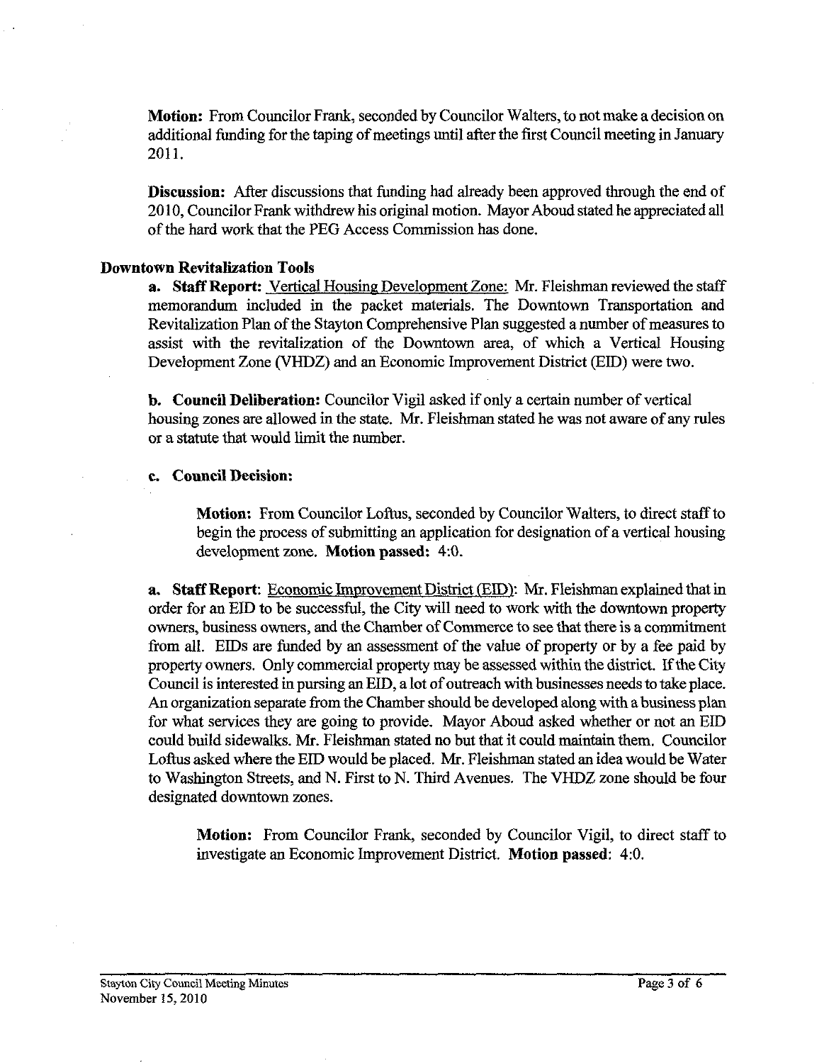**Motion:** From Councilor Frank, seconded by Councilor Walters, to not make a decision on additional funding for the taping of meetings until after the first Council meeting in January 2011.

**Discussion:** After discussions that funding had already been approved through the end of 2010, Councilor Frank withdrew his original motion. Mayor Aboud stated he appreciated all of the hard work that the PEG Access Commission has done.

### Downtown Revitalization Tools

**a. Staff Report:** Vertical Housing Development Zone: Mr. Fleishman reviewed the staff memorandum included in the packet materials. The Downtown Transportation and Revitalization Plan of the Stayton Comprehensive Plan suggested a number of measures to assist with the revitalization of the Downtown area, of which a Vertical Housing Development Zone (VHDZ) and an Economic Improvement District (EID) were two.

**b. Council Deliberation:** Councilor Vigil asked if only a certain number of vertical housing zones are allowed in the state. Mr. Fleishman stated he was not aware of any rules or a statute that would limit the number.

**c. Council Decision:**

**Motion:** From Councilor Loftus, seconded by Councilor Walters, to direct staff to begin the process of submitting an application for designation of a vertical housing development zone. **Motion passed:** 4:0.

**a. Staff Report**: Economic Improvement District (EID): Mr. Fleishman explained that in order for an EID to be successful, the City will need to work with the downtown property owners, business owners, and the Chamber of Commerce to see that there is a commitment from all. EIDs are funded by an assessment of the value of property or by a fee paid by property owners. Only commercial property may be assessed within the district. If the City Council is interested in pursing an EID, a lot of outreach with businesses needs to take place. An organization separate from the Chamber should be developed along with a business plan for what services they are going to provide. Mayor Aboud asked whether or not an EID could build sidewalks. Mr. Fleishman stated no but that it could maintain them. Councilor Loftus asked where the EID would be placed. Mr. Fleishman stated an idea would be Water to Washington Streets, and N. First to N. Third Avenues. The VHDZ zone should be four designated downtown zones.

**Motion:** From Councilor Frank, seconded by Councilor Vigil, to direct staff to investigate an Economic Improvement District. **Motion passed**: 4:0.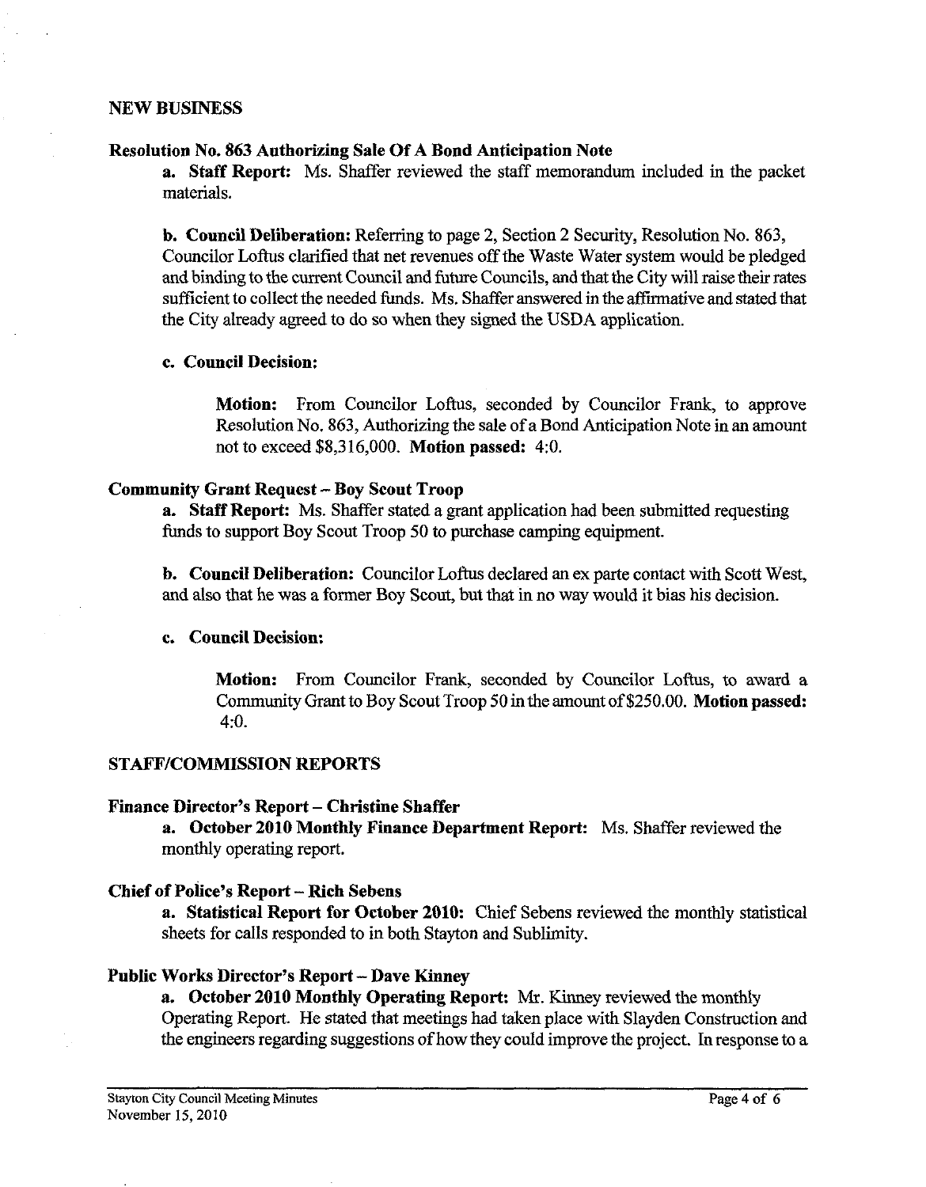## NEW BUSINESS

### Resolution No. 863 Authorizing Sale Of A Bond Anticipation Note

**a. Staff Report:** Ms. Shaffer reviewed the staff memorandum included in the packet materials.

**b. Council Deliberation:** Referring to page 2, Section 2 Security, Resolution No. 863, Councilor Loftus clarified that net revenues off the Waste Water system would be pledged and binding to the current Council and future Councils, and that the City will raise their rates sufficient to collect the needed funds. Ms. Shaffer answered in the affirmative and stated that the City already agreed to do so when they signed the USDA application.

**c. Council Decision:**

> **Motion:** From Councilor Loftus, seconded by Councilor Frank, to approve Resolution No. 863, Authorizing the sale of a Bond Anticipation Note in an amount not to exceed $8,316,000. **Motion passed:** 4:0.

### Community Grant Request – Boy Scout Troop

**a. Staff Report:** Ms. Shaffer stated a grant application had been submitted requesting funds to support Boy Scout Troop 50 to purchase camping equipment.

**b. Council Deliberation:** Councilor Loftus declared an ex parte contact with Scott West, and also that he was a former Boy Scout, but that in no way would it bias his decision.

**c. Council Decision:**

> **Motion:** From Councilor Frank, seconded by Councilor Loftus, to award a Community Grant to Boy Scout Troop 50 in the amount of $250.00. **Motion passed:** 4:0.

## STAFF/COMMISSION REPORTS

### Finance Director's Report – Christine Shaffer

**a. October 2010 Monthly Finance Department Report:** Ms. Shaffer reviewed the monthly operating report.

### Chief of Police's Report – Rich Sebens

**a. Statistical Report for October 2010:** Chief Sebens reviewed the monthly statistical sheets for calls responded to in both Stayton and Sublimity.

### Public Works Director's Report – Dave Kinney

**a. October 2010 Monthly Operating Report:** Mr. Kinney reviewed the monthly Operating Report. He stated that meetings had taken place with Slayden Construction and the engineers regarding suggestions of how they could improve the project. In response to a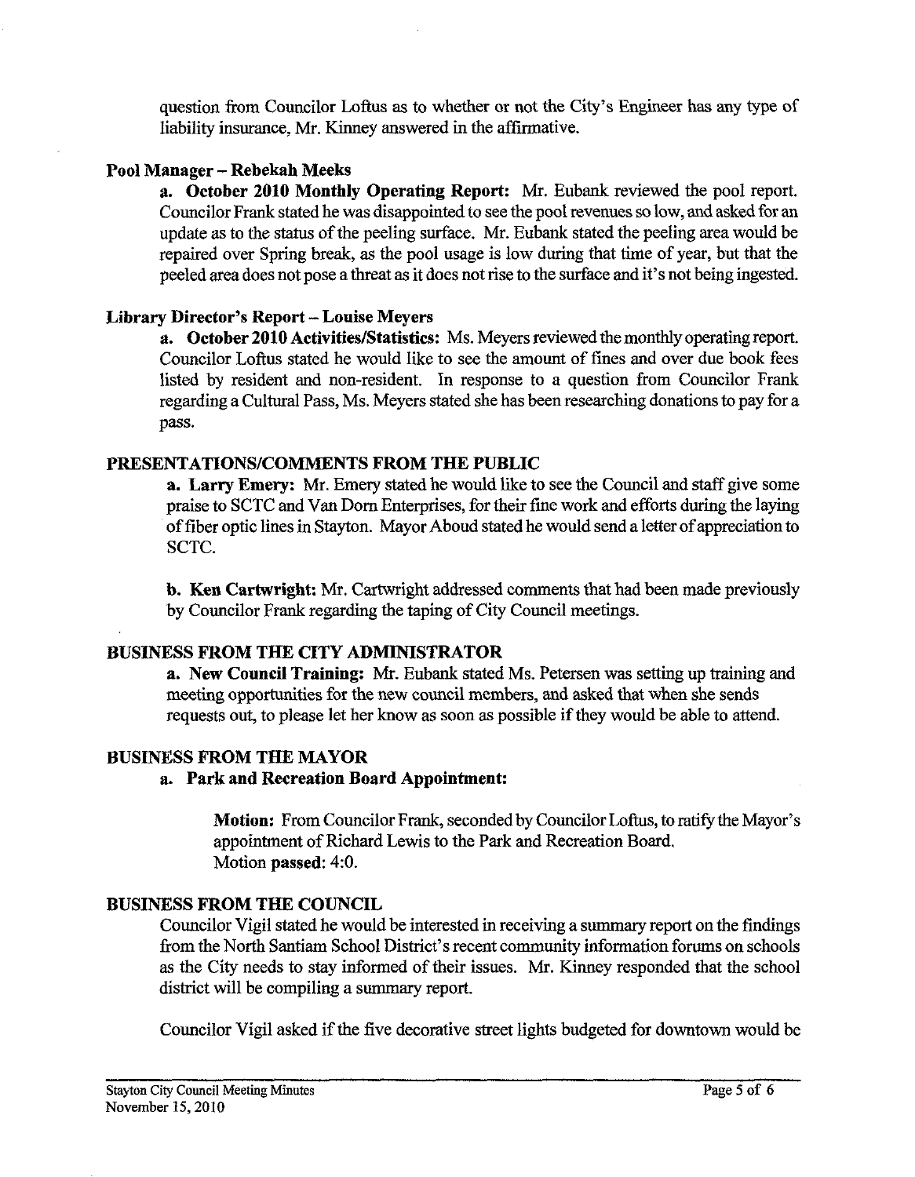question from Councilor Loftus as to whether or not the City's Engineer has any type of liability insurance, Mr. Kinney answered in the affirmative.

### Pool Manager – Rebekah Meeks

**a. October 2010 Monthly Operating Report:** Mr. Eubank reviewed the pool report. Councilor Frank stated he was disappointed to see the pool revenues so low, and asked for an update as to the status of the peeling surface. Mr. Eubank stated the peeling area would be repaired over Spring break, as the pool usage is low during that time of year, but that the peeled area does not pose a threat as it does not rise to the surface and it's not being ingested.

### Library Director's Report – Louise Meyers

**a. October 2010 Activities/Statistics:** Ms. Meyers reviewed the monthly operating report. Councilor Loftus stated he would like to see the amount of fines and over due book fees listed by resident and non-resident. In response to a question from Councilor Frank regarding a Cultural Pass, Ms. Meyers stated she has been researching donations to pay for a pass.

## PRESENTATIONS/COMMENTS FROM THE PUBLIC

**a. Larry Emery:** Mr. Emery stated he would like to see the Council and staff give some praise to SCTC and Van Dorn Enterprises, for their fine work and efforts during the laying of fiber optic lines in Stayton. Mayor Aboud stated he would send a letter of appreciation to SCTC.

**b. Ken Cartwright:** Mr. Cartwright addressed comments that had been made previously by Councilor Frank regarding the taping of City Council meetings.

## BUSINESS FROM THE CITY ADMINISTRATOR

**a. New Council Training:** Mr. Eubank stated Ms. Petersen was setting up training and meeting opportunities for the new council members, and asked that when she sends requests out, to please let her know as soon as possible if they would be able to attend.

## BUSINESS FROM THE MAYOR

**a. Park and Recreation Board Appointment:**

**Motion:** From Councilor Frank, seconded by Councilor Loftus, to ratify the Mayor's appointment of Richard Lewis to the Park and Recreation Board.
Motion **passed:** 4:0.

## BUSINESS FROM THE COUNCIL

Councilor Vigil stated he would be interested in receiving a summary report on the findings from the North Santiam School District's recent community information forums on schools as the City needs to stay informed of their issues. Mr. Kinney responded that the school district will be compiling a summary report.

Councilor Vigil asked if the five decorative street lights budgeted for downtown would be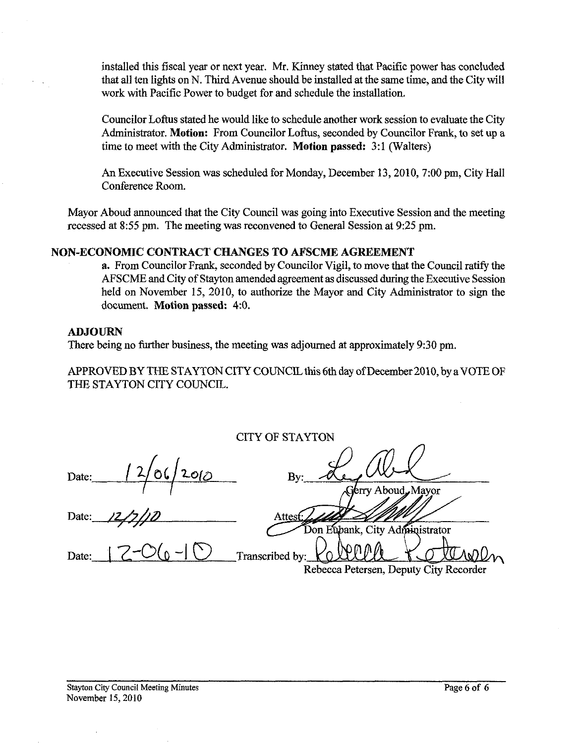installed this fiscal year or next year. Mr. Kinney stated that Pacific power has concluded that all ten lights on N. Third Avenue should be installed at the same time, and the City will work with Pacific Power to budget for and schedule the installation.

Councilor Loftus stated he would like to schedule another work session to evaluate the City Administrator. **Motion:** From Councilor Loftus, seconded by Councilor Frank, to set up a time to meet with the City Administrator. **Motion passed:** 3:1 (Walters)

An Executive Session was scheduled for Monday, December 13, 2010, 7:00 pm, City Hall Conference Room.

Mayor Aboud announced that the City Council was going into Executive Session and the meeting recessed at 8:55 pm. The meeting was reconvened to General Session at 9:25 pm.

## NON-ECONOMIC CONTRACT CHANGES TO AFSCME AGREEMENT

**a.** From Councilor Frank, seconded by Councilor Vigil, to move that the Council ratify the AFSCME and City of Stayton amended agreement as discussed during the Executive Session held on November 15, 2010, to authorize the Mayor and City Administrator to sign the document. **Motion passed:** 4:0.

### ADJOURN

There being no further business, the meeting was adjourned at approximately 9:30 pm.

APPROVED BY THE STAYTON CITY COUNCIL this 6th day of December 2010, by a VOTE OF THE STAYTON CITY COUNCIL.

CITY OF STAYTON

Date: 12/06/2010 By: _______________
Gerry Aboud, Mayor

Date: 12/7/10 Attest: _______________
Don Eubank, City Administrator

Date: 12-06-10 Transcribed by: _______________
Rebecca Petersen, Deputy City Recorder